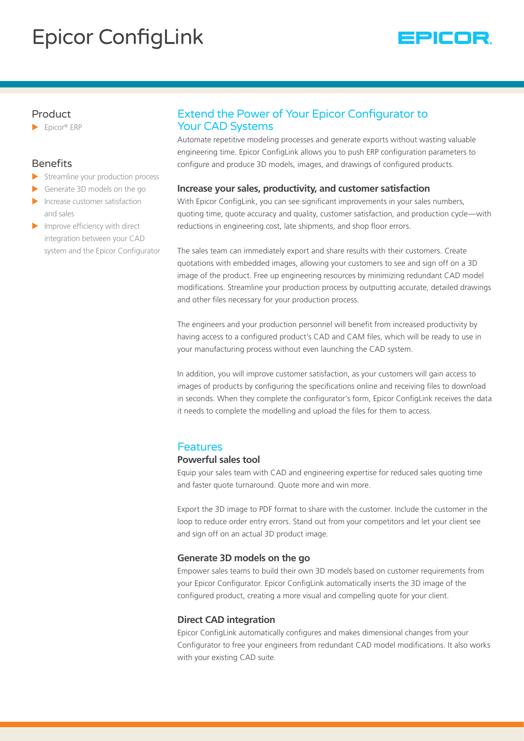# Epicor ConfigLink

## Product

- Epicor® ERP

## Benefits

- Streamline your production process
- Generate 3D models on the go
- Increase customer satisfaction and sales
- Improve efficiency with direct integration between your CAD system and the Epicor Configurator

## Extend the Power of Your Epicor Configurator to Your CAD Systems

Automate repetitive modeling processes and generate exports without wasting valuable engineering time. Epicor ConfigLink allows you to push ERP configuration parameters to configure and produce 3D models, images, and drawings of configured products.

### Increase your sales, productivity, and customer satisfaction

With Epicor ConfigLink, you can see significant improvements in your sales numbers, quoting time, quote accuracy and quality, customer satisfaction, and production cycle—with reductions in engineering cost, late shipments, and shop floor errors.

The sales team can immediately export and share results with their customers. Create quotations with embedded images, allowing your customers to see and sign off on a 3D image of the product. Free up engineering resources by minimizing redundant CAD model modifications. Streamline your production process by outputting accurate, detailed drawings and other files necessary for your production process.

The engineers and your production personnel will benefit from increased productivity by having access to a configured product's CAD and CAM files, which will be ready to use in your manufacturing process without even launching the CAD system.

In addition, you will improve customer satisfaction, as your customers will gain access to images of products by configuring the specifications online and receiving files to download in seconds. When they complete the configurator's form, Epicor ConfigLink receives the data it needs to complete the modelling and upload the files for them to access.

## Features

### Powerful sales tool

Equip your sales team with CAD and engineering expertise for reduced sales quoting time and faster quote turnaround. Quote more and win more.

Export the 3D image to PDF format to share with the customer. Include the customer in the loop to reduce order entry errors. Stand out from your competitors and let your client see and sign off on an actual 3D product image.

### Generate 3D models on the go

Empower sales teams to build their own 3D models based on customer requirements from your Epicor Configurator. Epicor ConfigLink automatically inserts the 3D image of the configured product, creating a more visual and compelling quote for your client.

### Direct CAD integration

Epicor ConfigLink automatically configures and makes dimensional changes from your Configurator to free your engineers from redundant CAD model modifications. It also works with your existing CAD suite.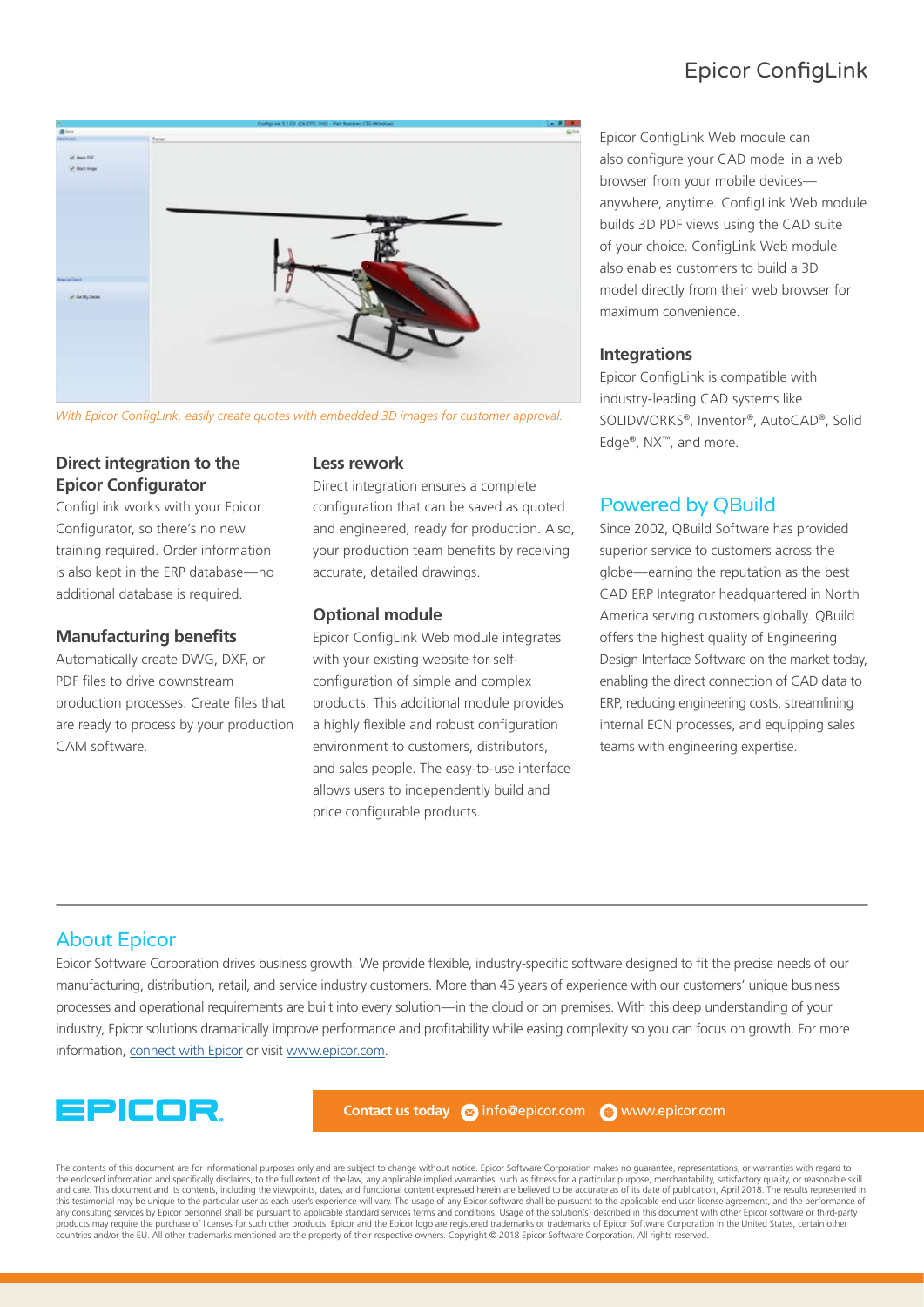*With Epicor ConfigLink, easily create quotes with embedded 3D images for customer approval.*

### Direct integration to the Epicor Configurator

ConfigLink works with your Epicor Configurator, so there's no new training required. Order information is also kept in the ERP database—no additional database is required.

### Manufacturing benefits

Automatically create DWG, DXF, or PDF files to drive downstream production processes. Create files that are ready to process by your production CAM software.

### Less rework

Direct integration ensures a complete configuration that can be saved as quoted and engineered, ready for production. Also, your production team benefits by receiving accurate, detailed drawings.

### Optional module

Epicor ConfigLink Web module integrates with your existing website for self-configuration of simple and complex products. This additional module provides a highly flexible and robust configuration environment to customers, distributors, and sales people. The easy-to-use interface allows users to independently build and price configurable products.

Epicor ConfigLink Web module can also configure your CAD model in a web browser from your mobile devices—anywhere, anytime. ConfigLink Web module builds 3D PDF views using the CAD suite of your choice. ConfigLink Web module also enables customers to build a 3D model directly from their web browser for maximum convenience.

### Integrations

Epicor ConfigLink is compatible with industry-leading CAD systems like SOLIDWORKS®, Inventor®, AutoCAD®, Solid Edge®, NX™, and more.

## Powered by QBuild

Since 2002, QBuild Software has provided superior service to customers across the globe—earning the reputation as the best CAD ERP Integrator headquartered in North America serving customers globally. QBuild offers the highest quality of Engineering Design Interface Software on the market today, enabling the direct connection of CAD data to ERP, reducing engineering costs, streamlining internal ECN processes, and equipping sales teams with engineering expertise.

## About Epicor

Epicor Software Corporation drives business growth. We provide flexible, industry-specific software designed to fit the precise needs of our manufacturing, distribution, retail, and service industry customers. More than 45 years of experience with our customers' unique business processes and operational requirements are built into every solution—in the cloud or on premises. With this deep understanding of your industry, Epicor solutions dramatically improve performance and profitability while easing complexity so you can focus on growth. For more information, connect with Epicor or visit www.epicor.com.

**Contact us today** info@epicor.com www.epicor.com

The contents of this document are for informational purposes only and are subject to change without notice. Epicor Software Corporation makes no guarantee, representations, or warranties with regard to the enclosed information and specifically disclaims, to the full extent of the law, any applicable implied warranties, such as fitness for a particular purpose, merchantability, satisfactory quality, or reasonable skill and care. This document and its contents, including the viewpoints, dates, and functional content expressed herein are believed to be accurate as of its date of publication, April 2018. The results represented in this testimonial may be unique to the particular user as each user's experience will vary. The usage of any Epicor software shall be pursuant to the applicable end user license agreement, and the performance of any consulting services by Epicor personnel shall be pursuant to applicable standard services terms and conditions. Usage of the solution(s) described in this document with other Epicor software or third-party products may require the purchase of licenses for such other products. Epicor and the Epicor logo are registered trademarks or trademarks of Epicor Software Corporation in the United States, certain other countries and/or the EU. All other trademarks mentioned are the property of their respective owners. Copyright © 2018 Epicor Software Corporation. All rights reserved.